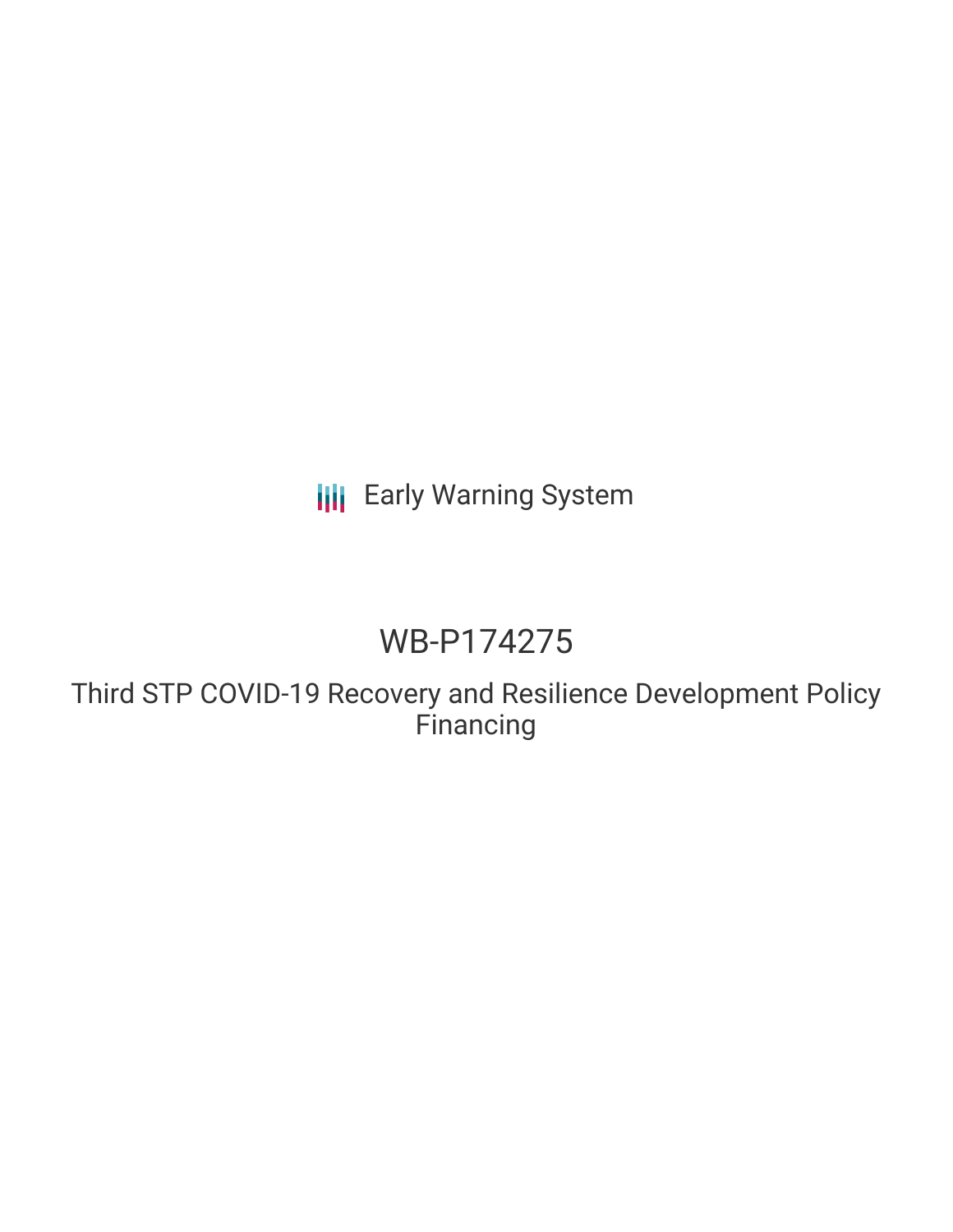Early Warning System

# WB-P174275

## Third STP COVID-19 Recovery and Resilience Development Policy Financing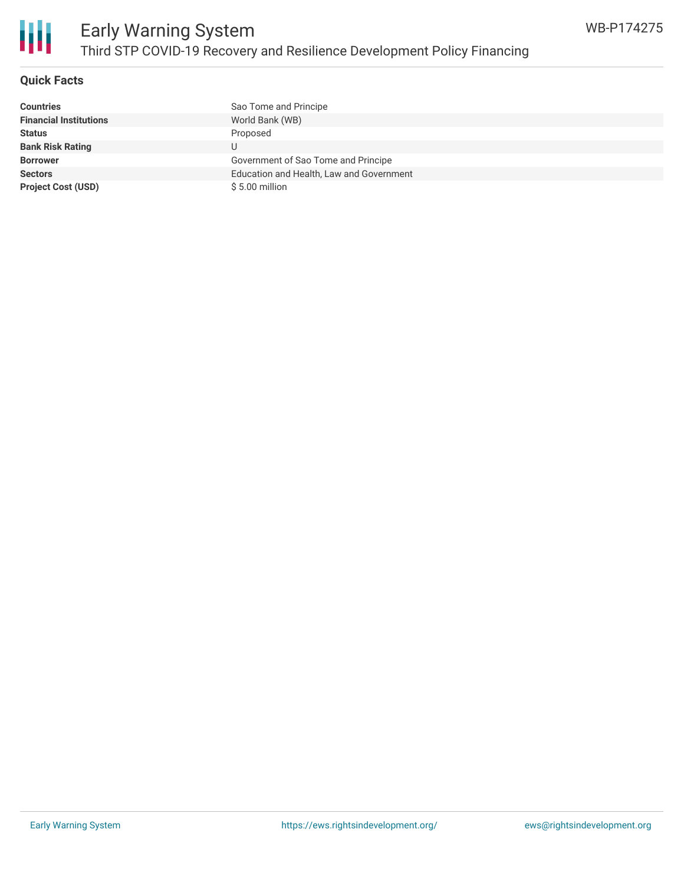# Early Warning System

## Third STP COVID-19 Recovery and Resilience Development Policy Financing

WB-P174275

### Quick Facts

| | |
|---|---|
| **Countries** | Sao Tome and Principe |
| **Financial Institutions** | World Bank (WB) |
| **Status** | Proposed |
| **Bank Risk Rating** | U |
| **Borrower** | Government of Sao Tome and Principe |
| **Sectors** | Education and Health, Law and Government |
| **Project Cost (USD)** | $ 5.00 million |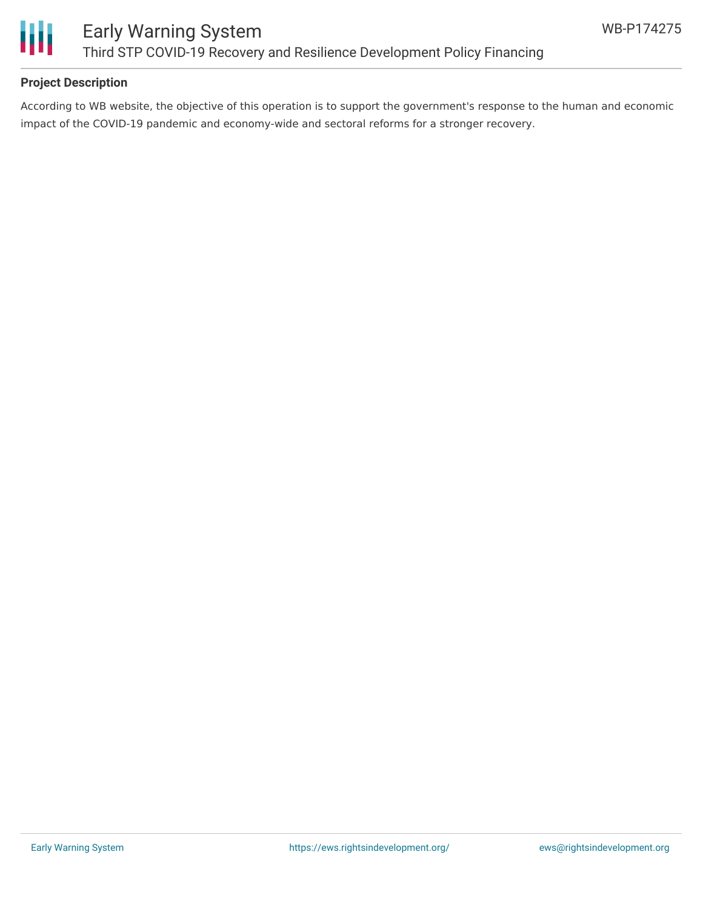## Project Description

According to WB website, the objective of this operation is to support the government's response to the human and economic impact of the COVID-19 pandemic and economy-wide and sectoral reforms for a stronger recovery.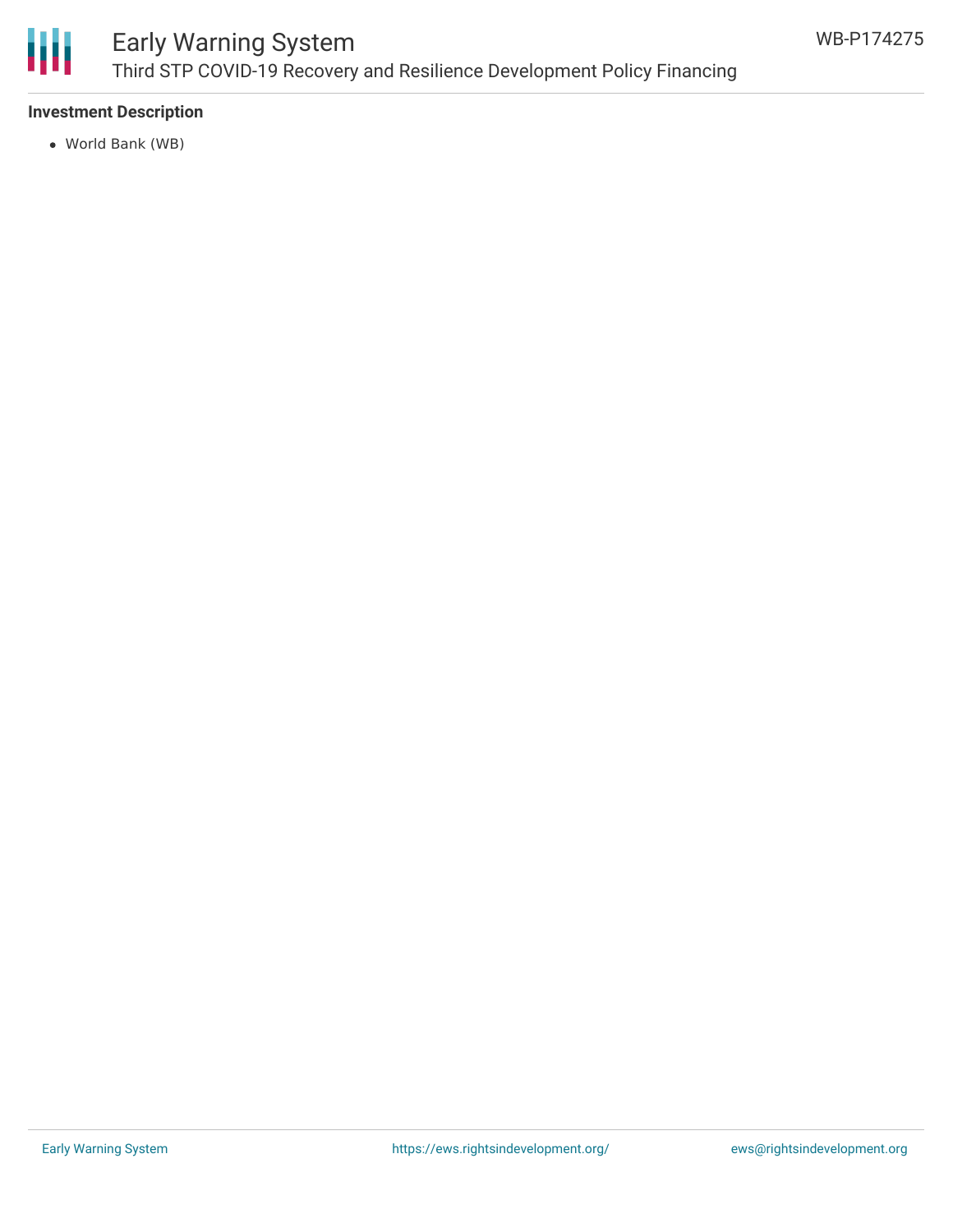**Investment Description**

- World Bank (WB)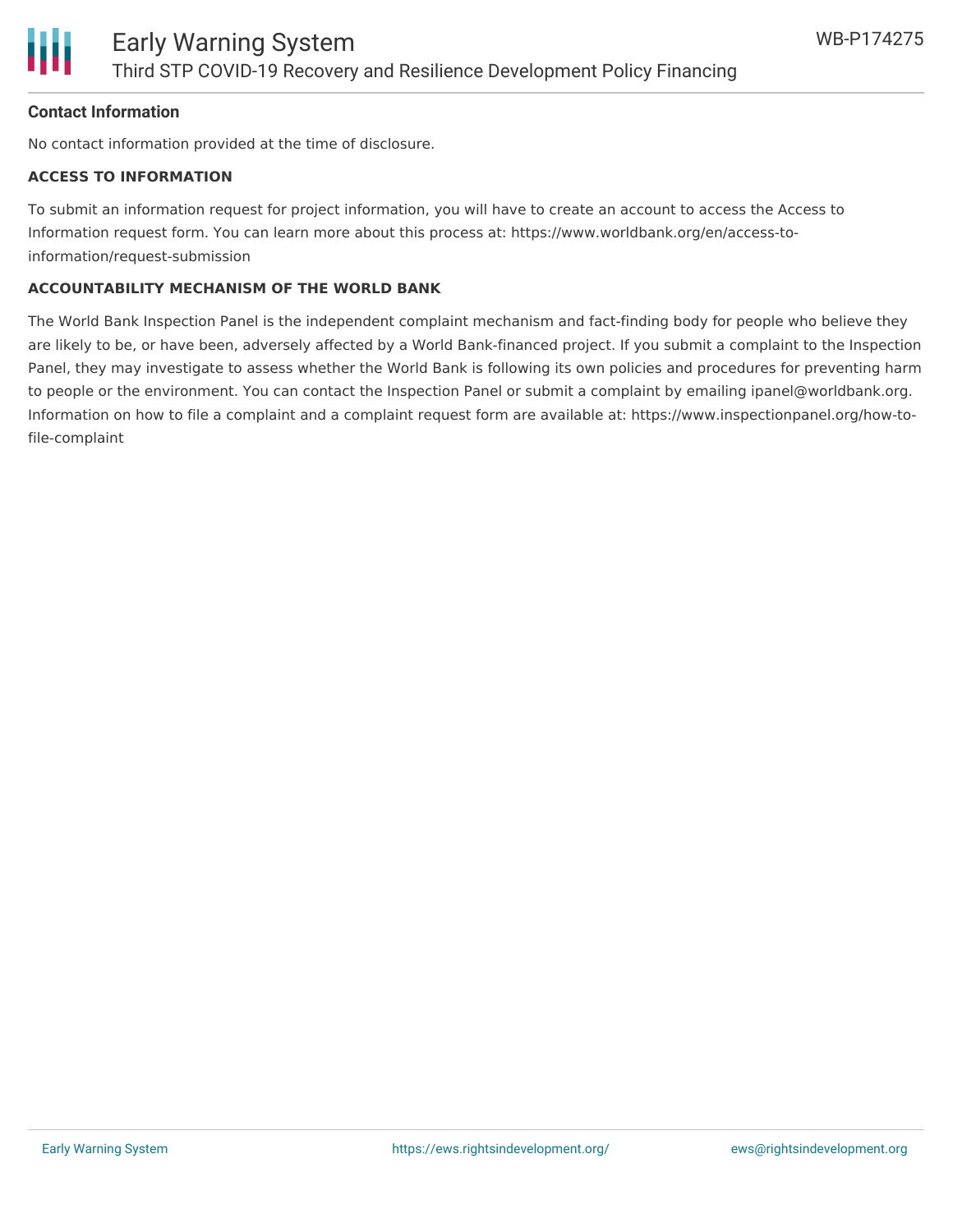**Contact Information**

No contact information provided at the time of disclosure.

**ACCESS TO INFORMATION**

To submit an information request for project information, you will have to create an account to access the Access to Information request form. You can learn more about this process at: https://www.worldbank.org/en/access-to-information/request-submission

**ACCOUNTABILITY MECHANISM OF THE WORLD BANK**

The World Bank Inspection Panel is the independent complaint mechanism and fact-finding body for people who believe they are likely to be, or have been, adversely affected by a World Bank-financed project. If you submit a complaint to the Inspection Panel, they may investigate to assess whether the World Bank is following its own policies and procedures for preventing harm to people or the environment. You can contact the Inspection Panel or submit a complaint by emailing ipanel@worldbank.org. Information on how to file a complaint and a complaint request form are available at: https://www.inspectionpanel.org/how-to-file-complaint